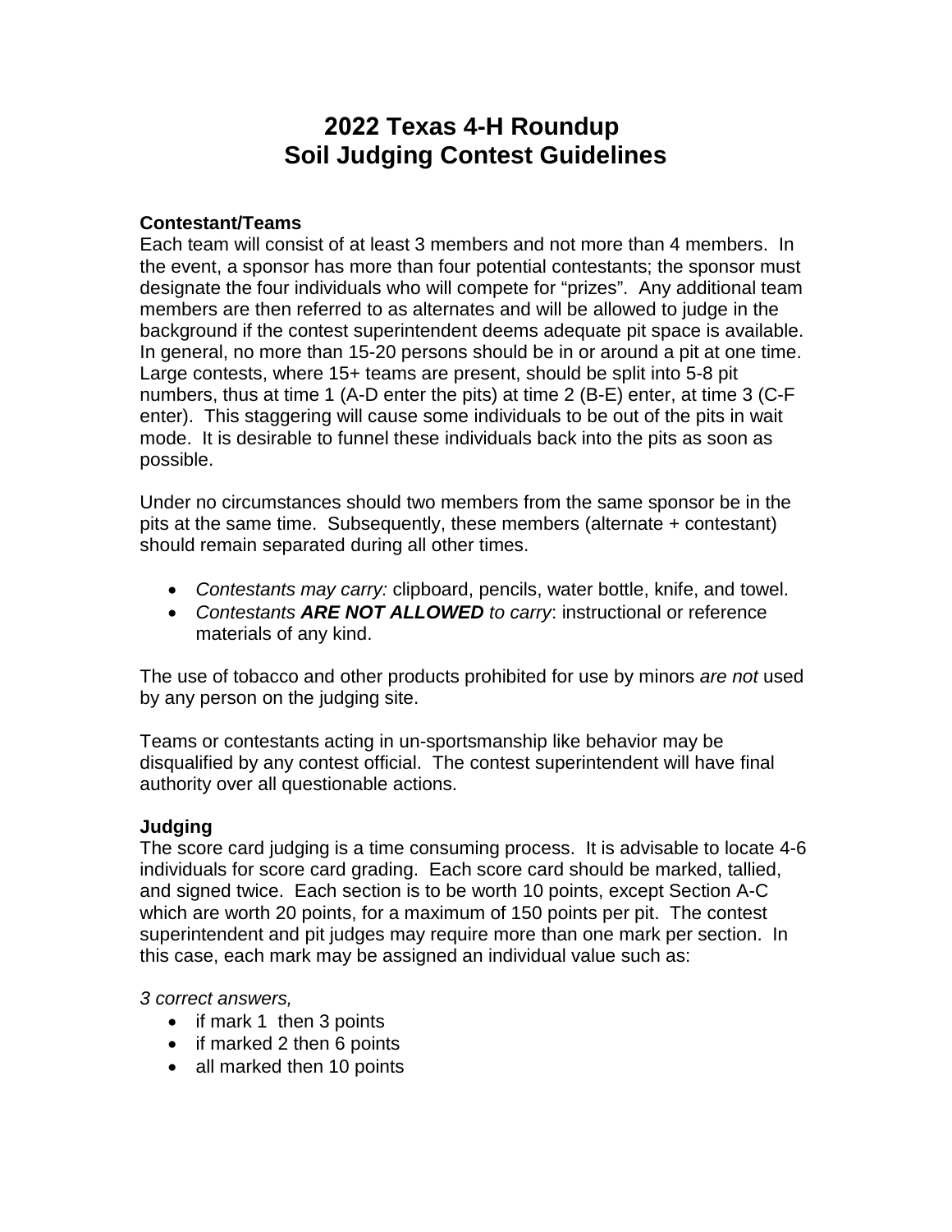# 2022 Texas 4-H Roundup
# Soil Judging Contest Guidelines

### Contestant/Teams

Each team will consist of at least 3 members and not more than 4 members. In the event, a sponsor has more than four potential contestants; the sponsor must designate the four individuals who will compete for "prizes". Any additional team members are then referred to as alternates and will be allowed to judge in the background if the contest superintendent deems adequate pit space is available. In general, no more than 15-20 persons should be in or around a pit at one time. Large contests, where 15+ teams are present, should be split into 5-8 pit numbers, thus at time 1 (A-D enter the pits) at time 2 (B-E) enter, at time 3 (C-F enter). This staggering will cause some individuals to be out of the pits in wait mode. It is desirable to funnel these individuals back into the pits as soon as possible.

Under no circumstances should two members from the same sponsor be in the pits at the same time. Subsequently, these members (alternate + contestant) should remain separated during all other times.

- *Contestants may carry:* clipboard, pencils, water bottle, knife, and towel.
- *Contestants **ARE NOT ALLOWED** to carry*: instructional or reference materials of any kind.

The use of tobacco and other products prohibited for use by minors *are not* used by any person on the judging site.

Teams or contestants acting in un-sportsmanship like behavior may be disqualified by any contest official. The contest superintendent will have final authority over all questionable actions.

### Judging

The score card judging is a time consuming process. It is advisable to locate 4-6 individuals for score card grading. Each score card should be marked, tallied, and signed twice. Each section is to be worth 10 points, except Section A-C which are worth 20 points, for a maximum of 150 points per pit. The contest superintendent and pit judges may require more than one mark per section. In this case, each mark may be assigned an individual value such as:

*3 correct answers,*

- if mark 1 then 3 points
- if marked 2 then 6 points
- all marked then 10 points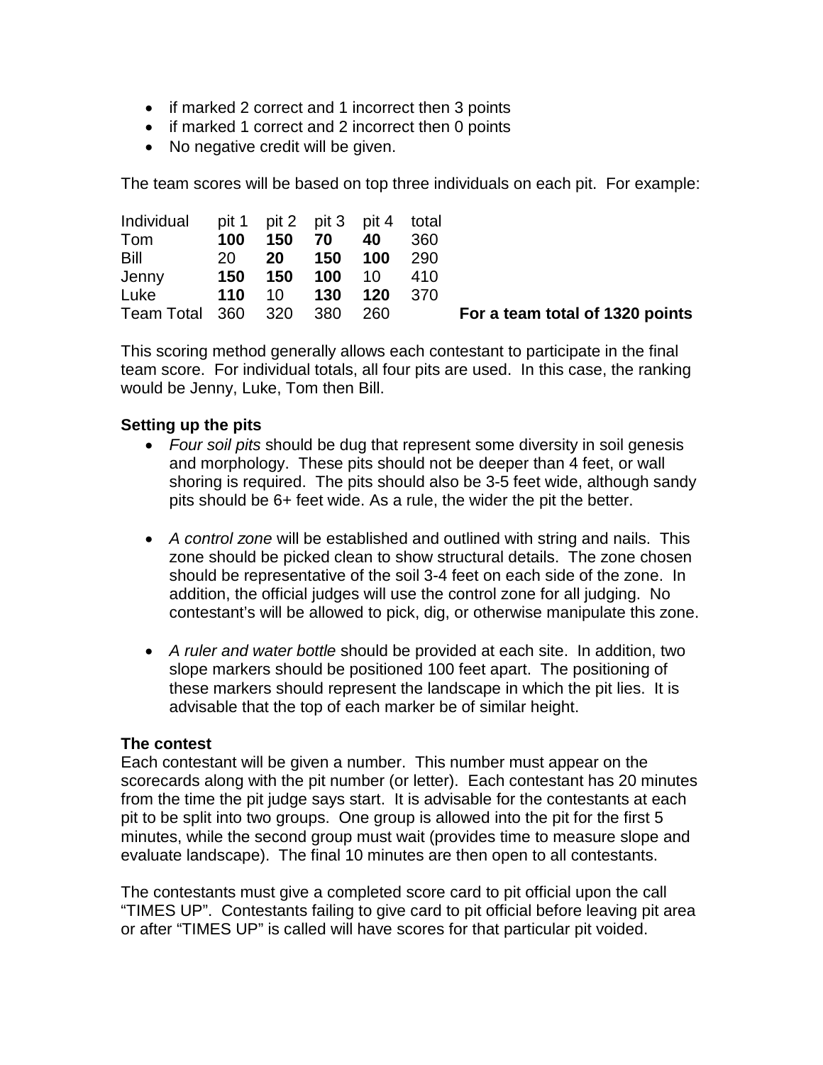- if marked 2 correct and 1 incorrect then 3 points
- if marked 1 correct and 2 incorrect then 0 points
- No negative credit will be given.

The team scores will be based on top three individuals on each pit. For example:

| Individual | pit 1 | pit 2 | pit 3 | pit 4 | total | |
|---|---|---|---|---|---|---|
| Tom | **100** | **150** | **70** | **40** | 360 | |
| Bill | 20 | **20** | **150** | **100** | 290 | |
| Jenny | **150** | **150** | **100** | 10 | 410 | |
| Luke | **110** | 10 | **130** | **120** | 370 | |
| Team Total | 360 | 320 | 380 | 260 | | **For a team total of 1320 points** |

This scoring method generally allows each contestant to participate in the final team score. For individual totals, all four pits are used. In this case, the ranking would be Jenny, Luke, Tom then Bill.

**Setting up the pits**

- *Four soil pits* should be dug that represent some diversity in soil genesis and morphology. These pits should not be deeper than 4 feet, or wall shoring is required. The pits should also be 3-5 feet wide, although sandy pits should be 6+ feet wide. As a rule, the wider the pit the better.

- *A control zone* will be established and outlined with string and nails. This zone should be picked clean to show structural details. The zone chosen should be representative of the soil 3-4 feet on each side of the zone. In addition, the official judges will use the control zone for all judging. No contestant's will be allowed to pick, dig, or otherwise manipulate this zone.

- *A ruler and water bottle* should be provided at each site. In addition, two slope markers should be positioned 100 feet apart. The positioning of these markers should represent the landscape in which the pit lies. It is advisable that the top of each marker be of similar height.

**The contest**

Each contestant will be given a number. This number must appear on the scorecards along with the pit number (or letter). Each contestant has 20 minutes from the time the pit judge says start. It is advisable for the contestants at each pit to be split into two groups. One group is allowed into the pit for the first 5 minutes, while the second group must wait (provides time to measure slope and evaluate landscape). The final 10 minutes are then open to all contestants.

The contestants must give a completed score card to pit official upon the call "TIMES UP". Contestants failing to give card to pit official before leaving pit area or after "TIMES UP" is called will have scores for that particular pit voided.